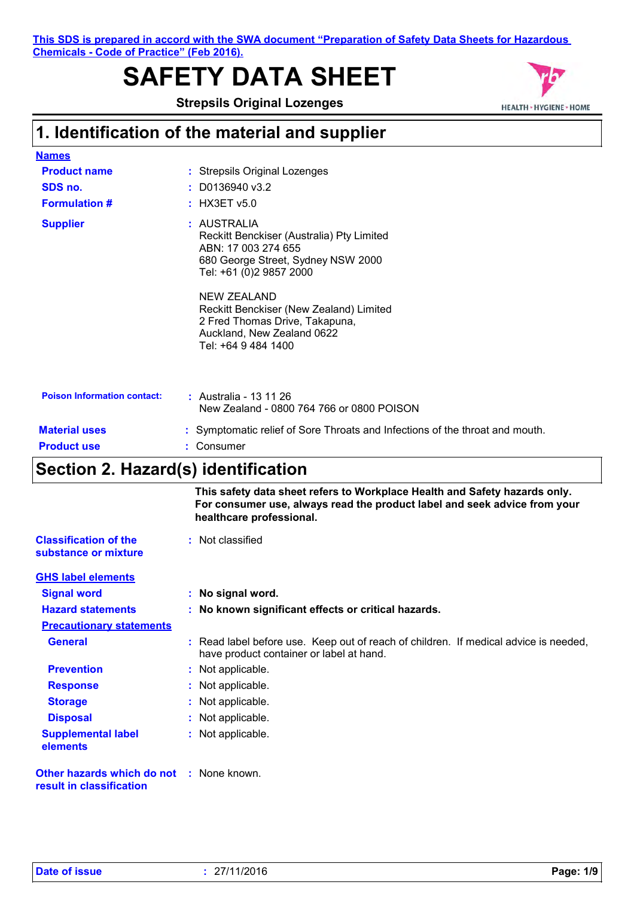This SDS is prepared in accord with the SWA document "Preparation of Safety Data Sheets for Hazardous Chemicals - Code of Practice" (Feb 2016).

# SAFETY DATA SHEET

**Strepsils Original Lozenges**

HEALTH · HYGIENE · HOME

## 1. Identification of the material and supplier

**Names**

**Product name** : Strepsils Original Lozenges

**SDS no.** : D0136940 v3.2

**Formulation #** : HX3ET v5.0

**Supplier** : AUSTRALIA
Reckitt Benckiser (Australia) Pty Limited
ABN: 17 003 274 655
680 George Street, Sydney NSW 2000
Tel: +61 (0)2 9857 2000

NEW ZEALAND
Reckitt Benckiser (New Zealand) Limited
2 Fred Thomas Drive, Takapuna,
Auckland, New Zealand 0622
Tel: +64 9 484 1400

**Poison Information contact:** : Australia - 13 11 26
New Zealand - 0800 764 766 or 0800 POISON

**Material uses** : Symptomatic relief of Sore Throats and Infections of the throat and mouth.

**Product use** : Consumer

## Section 2. Hazard(s) identification

**This safety data sheet refers to Workplace Health and Safety hazards only. For consumer use, always read the product label and seek advice from your healthcare professional.**

**Classification of the substance or mixture** : Not classified

**GHS label elements**

**Signal word** : **No signal word.**

**Hazard statements** : **No known significant effects or critical hazards.**

**Precautionary statements**

**General** : Read label before use. Keep out of reach of children. If medical advice is needed, have product container or label at hand.

**Prevention** : Not applicable.

**Response** : Not applicable.

**Storage** : Not applicable.

**Disposal** : Not applicable.

**Supplemental label elements** : Not applicable.

**Other hazards which do not result in classification** : None known.

**Date of issue** : 27/11/2016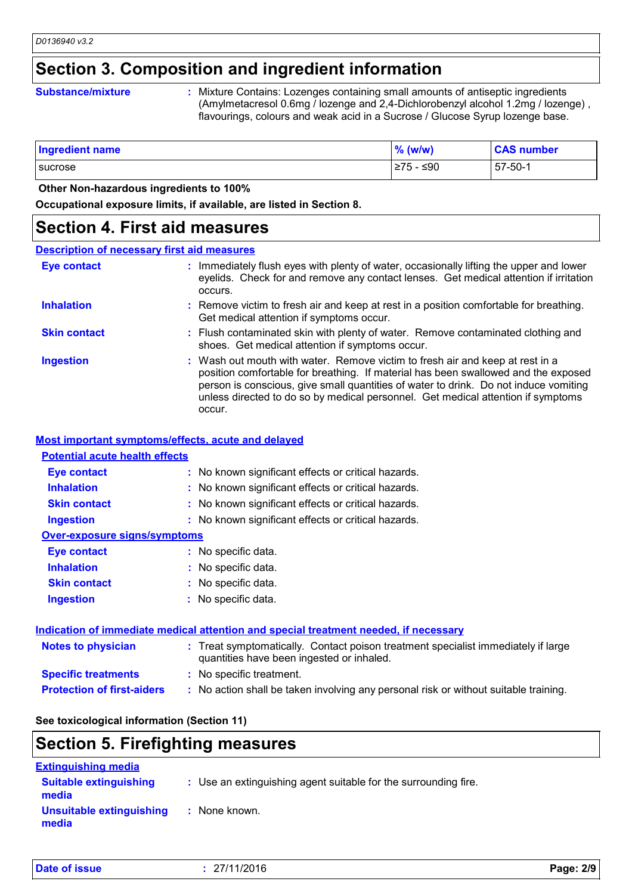# Section 3. Composition and ingredient information

**Substance/mixture** : Mixture Contains: Lozenges containing small amounts of antiseptic ingredients (Amylmetacresol 0.6mg / lozenge and 2,4-Dichlorobenzyl alcohol 1.2mg / lozenge) , flavourings, colours and weak acid in a Sucrose / Glucose Syrup lozenge base.

| Ingredient name | % (w/w) | CAS number |
|---|---|---|
| sucrose | ≥75 - ≤90 | 57-50-1 |

**Other Non-hazardous ingredients to 100%**

**Occupational exposure limits, if available, are listed in Section 8.**

# Section 4. First aid measures

## Description of necessary first aid measures

**Eye contact** : Immediately flush eyes with plenty of water, occasionally lifting the upper and lower eyelids. Check for and remove any contact lenses. Get medical attention if irritation occurs.

**Inhalation** : Remove victim to fresh air and keep at rest in a position comfortable for breathing. Get medical attention if symptoms occur.

**Skin contact** : Flush contaminated skin with plenty of water. Remove contaminated clothing and shoes. Get medical attention if symptoms occur.

**Ingestion** : Wash out mouth with water. Remove victim to fresh air and keep at rest in a position comfortable for breathing. If material has been swallowed and the exposed person is conscious, give small quantities of water to drink. Do not induce vomiting unless directed to do so by medical personnel. Get medical attention if symptoms occur.

## Most important symptoms/effects, acute and delayed

### Potential acute health effects

**Eye contact** : No known significant effects or critical hazards.

**Inhalation** : No known significant effects or critical hazards.

**Skin contact** : No known significant effects or critical hazards.

**Ingestion** : No known significant effects or critical hazards.

### Over-exposure signs/symptoms

**Eye contact** : No specific data.

**Inhalation** : No specific data.

**Skin contact** : No specific data.

**Ingestion** : No specific data.

## Indication of immediate medical attention and special treatment needed, if necessary

**Notes to physician** : Treat symptomatically. Contact poison treatment specialist immediately if large quantities have been ingested or inhaled.

**Specific treatments** : No specific treatment.

**Protection of first-aiders** : No action shall be taken involving any personal risk or without suitable training.

**See toxicological information (Section 11)**

# Section 5. Firefighting measures

## Extinguishing media

**Suitable extinguishing media** : Use an extinguishing agent suitable for the surrounding fire.

**Unsuitable extinguishing media** : None known.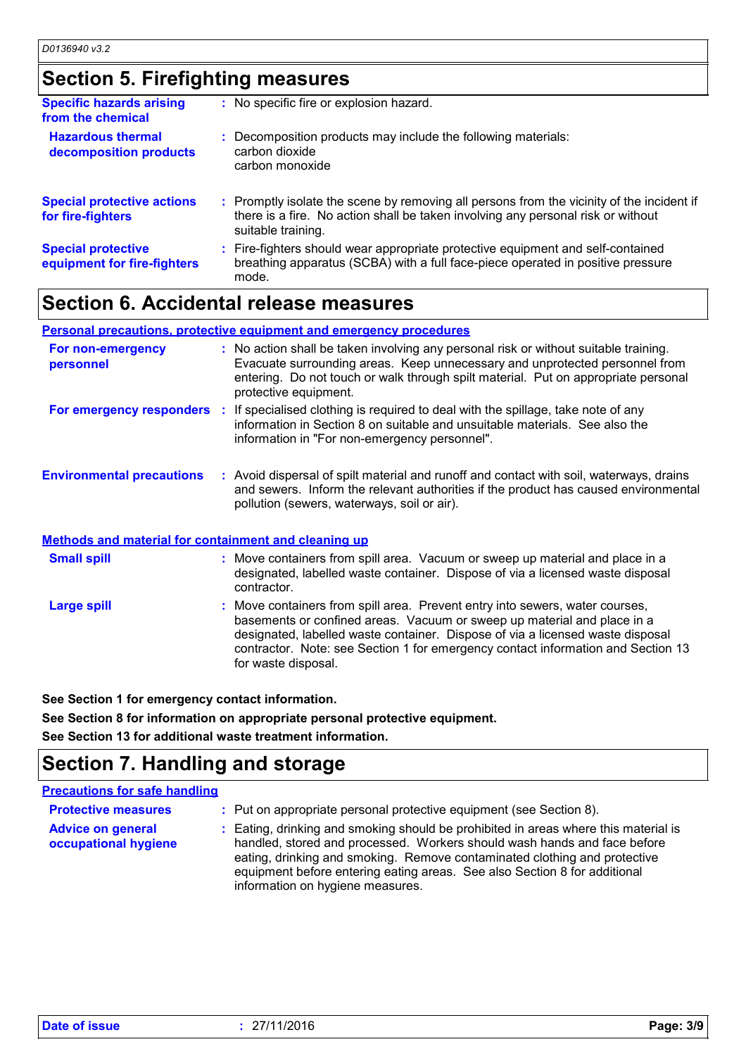## Section 5. Firefighting measures

**Specific hazards arising from the chemical** : No specific fire or explosion hazard.

**Hazardous thermal decomposition products** : Decomposition products may include the following materials:
carbon dioxide
carbon monoxide

**Special protective actions for fire-fighters** : Promptly isolate the scene by removing all persons from the vicinity of the incident if there is a fire. No action shall be taken involving any personal risk or without suitable training.

**Special protective equipment for fire-fighters** : Fire-fighters should wear appropriate protective equipment and self-contained breathing apparatus (SCBA) with a full face-piece operated in positive pressure mode.

## Section 6. Accidental release measures

### Personal precautions, protective equipment and emergency procedures

**For non-emergency personnel** : No action shall be taken involving any personal risk or without suitable training. Evacuate surrounding areas. Keep unnecessary and unprotected personnel from entering. Do not touch or walk through spilt material. Put on appropriate personal protective equipment.

**For emergency responders** : If specialised clothing is required to deal with the spillage, take note of any information in Section 8 on suitable and unsuitable materials. See also the information in "For non-emergency personnel".

**Environmental precautions** : Avoid dispersal of spilt material and runoff and contact with soil, waterways, drains and sewers. Inform the relevant authorities if the product has caused environmental pollution (sewers, waterways, soil or air).

### Methods and material for containment and cleaning up

**Small spill** : Move containers from spill area. Vacuum or sweep up material and place in a designated, labelled waste container. Dispose of via a licensed waste disposal contractor.

**Large spill** : Move containers from spill area. Prevent entry into sewers, water courses, basements or confined areas. Vacuum or sweep up material and place in a designated, labelled waste container. Dispose of via a licensed waste disposal contractor. Note: see Section 1 for emergency contact information and Section 13 for waste disposal.

**See Section 1 for emergency contact information.**

**See Section 8 for information on appropriate personal protective equipment.**

**See Section 13 for additional waste treatment information.**

## Section 7. Handling and storage

### Precautions for safe handling

**Protective measures** : Put on appropriate personal protective equipment (see Section 8).

**Advice on general occupational hygiene** : Eating, drinking and smoking should be prohibited in areas where this material is handled, stored and processed. Workers should wash hands and face before eating, drinking and smoking. Remove contaminated clothing and protective equipment before entering eating areas. See also Section 8 for additional information on hygiene measures.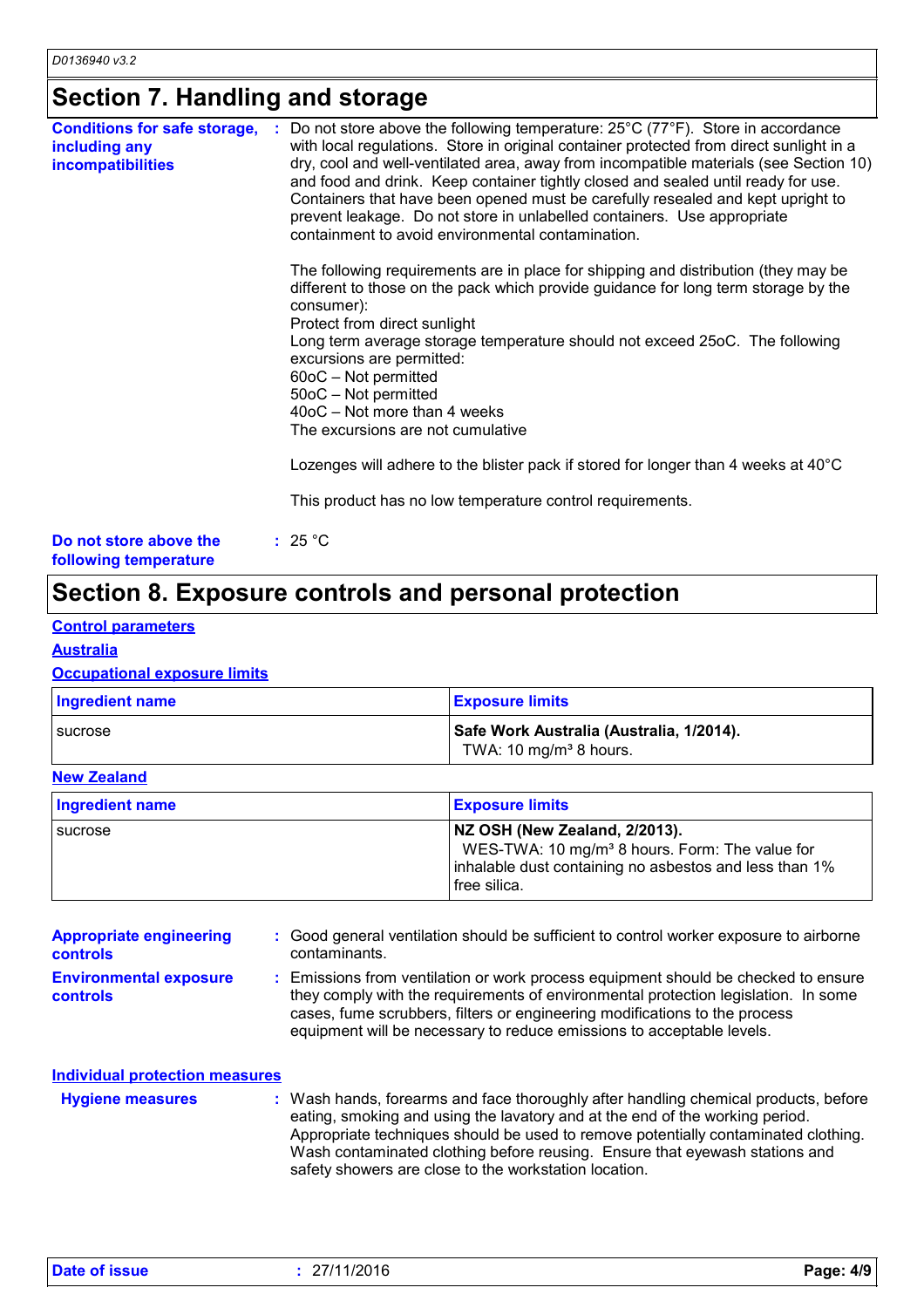## Section 7. Handling and storage

**Conditions for safe storage, including any incompatibilities** : Do not store above the following temperature: 25°C (77°F). Store in accordance with local regulations. Store in original container protected from direct sunlight in a dry, cool and well-ventilated area, away from incompatible materials (see Section 10) and food and drink. Keep container tightly closed and sealed until ready for use. Containers that have been opened must be carefully resealed and kept upright to prevent leakage. Do not store in unlabelled containers. Use appropriate containment to avoid environmental contamination.

The following requirements are in place for shipping and distribution (they may be different to those on the pack which provide guidance for long term storage by the consumer):
Protect from direct sunlight
Long term average storage temperature should not exceed 25oC. The following excursions are permitted:
60oC – Not permitted
50oC – Not permitted
40oC – Not more than 4 weeks
The excursions are not cumulative

Lozenges will adhere to the blister pack if stored for longer than 4 weeks at 40°C

This product has no low temperature control requirements.

**Do not store above the following temperature** : 25 °C

## Section 8. Exposure controls and personal protection

**Control parameters**

**Australia**

**Occupational exposure limits**

| Ingredient name | Exposure limits |
|---|---|
| sucrose | **Safe Work Australia (Australia, 1/2014).** TWA: 10 mg/m³ 8 hours. |

**New Zealand**

| Ingredient name | Exposure limits |
|---|---|
| sucrose | **NZ OSH (New Zealand, 2/2013).** WES-TWA: 10 mg/m³ 8 hours. Form: The value for inhalable dust containing no asbestos and less than 1% free silica. |

**Appropriate engineering controls** : Good general ventilation should be sufficient to control worker exposure to airborne contaminants.

**Environmental exposure controls** : Emissions from ventilation or work process equipment should be checked to ensure they comply with the requirements of environmental protection legislation. In some cases, fume scrubbers, filters or engineering modifications to the process equipment will be necessary to reduce emissions to acceptable levels.

**Individual protection measures**

**Hygiene measures** : Wash hands, forearms and face thoroughly after handling chemical products, before eating, smoking and using the lavatory and at the end of the working period. Appropriate techniques should be used to remove potentially contaminated clothing. Wash contaminated clothing before reusing. Ensure that eyewash stations and safety showers are close to the workstation location.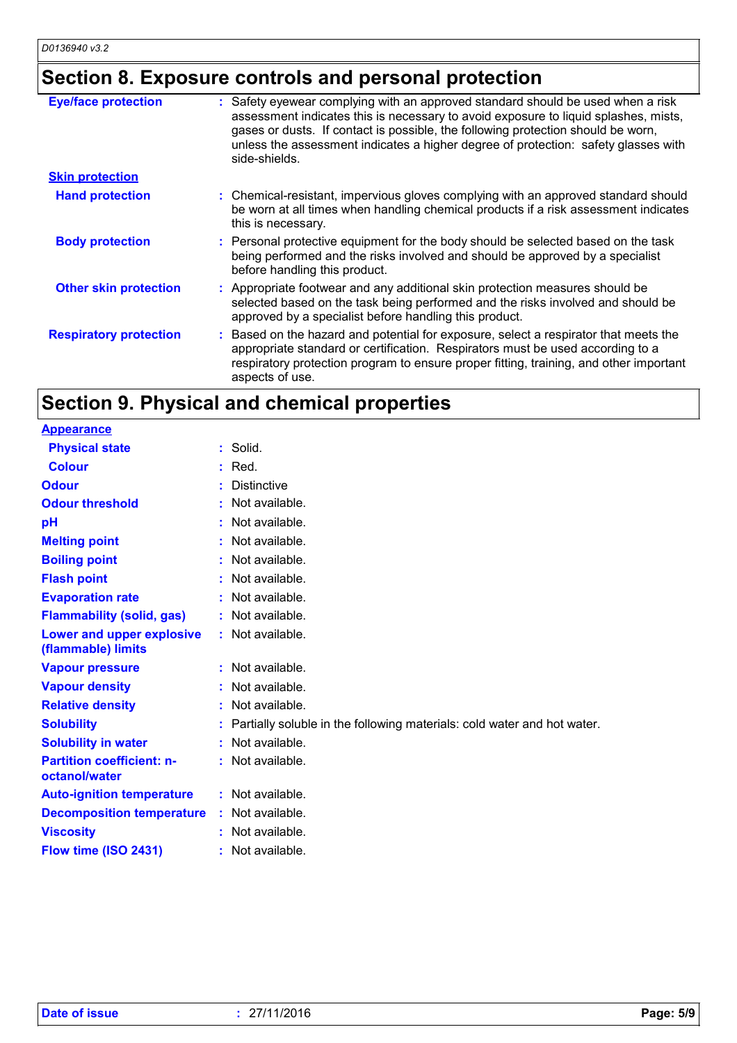## Section 8. Exposure controls and personal protection

**Eye/face protection** : Safety eyewear complying with an approved standard should be used when a risk assessment indicates this is necessary to avoid exposure to liquid splashes, mists, gases or dusts. If contact is possible, the following protection should be worn, unless the assessment indicates a higher degree of protection: safety glasses with side-shields.

**Skin protection**

**Hand protection** : Chemical-resistant, impervious gloves complying with an approved standard should be worn at all times when handling chemical products if a risk assessment indicates this is necessary.

**Body protection** : Personal protective equipment for the body should be selected based on the task being performed and the risks involved and should be approved by a specialist before handling this product.

**Other skin protection** : Appropriate footwear and any additional skin protection measures should be selected based on the task being performed and the risks involved and should be approved by a specialist before handling this product.

**Respiratory protection** : Based on the hazard and potential for exposure, select a respirator that meets the appropriate standard or certification. Respirators must be used according to a respiratory protection program to ensure proper fitting, training, and other important aspects of use.

## Section 9. Physical and chemical properties

**Appearance**

**Physical state** : Solid.

**Colour** : Red.

**Odour** : Distinctive

**Odour threshold** : Not available.

**pH** : Not available.

**Melting point** : Not available.

**Boiling point** : Not available.

**Flash point** : Not available.

**Evaporation rate** : Not available.

**Flammability (solid, gas)** : Not available.

**Lower and upper explosive (flammable) limits** : Not available.

**Vapour pressure** : Not available.

**Vapour density** : Not available.

**Relative density** : Not available.

**Solubility** : Partially soluble in the following materials: cold water and hot water.

**Solubility in water** : Not available.

**Partition coefficient: n-octanol/water** : Not available.

**Auto-ignition temperature** : Not available.

**Decomposition temperature** : Not available.

**Viscosity** : Not available.

**Flow time (ISO 2431)** : Not available.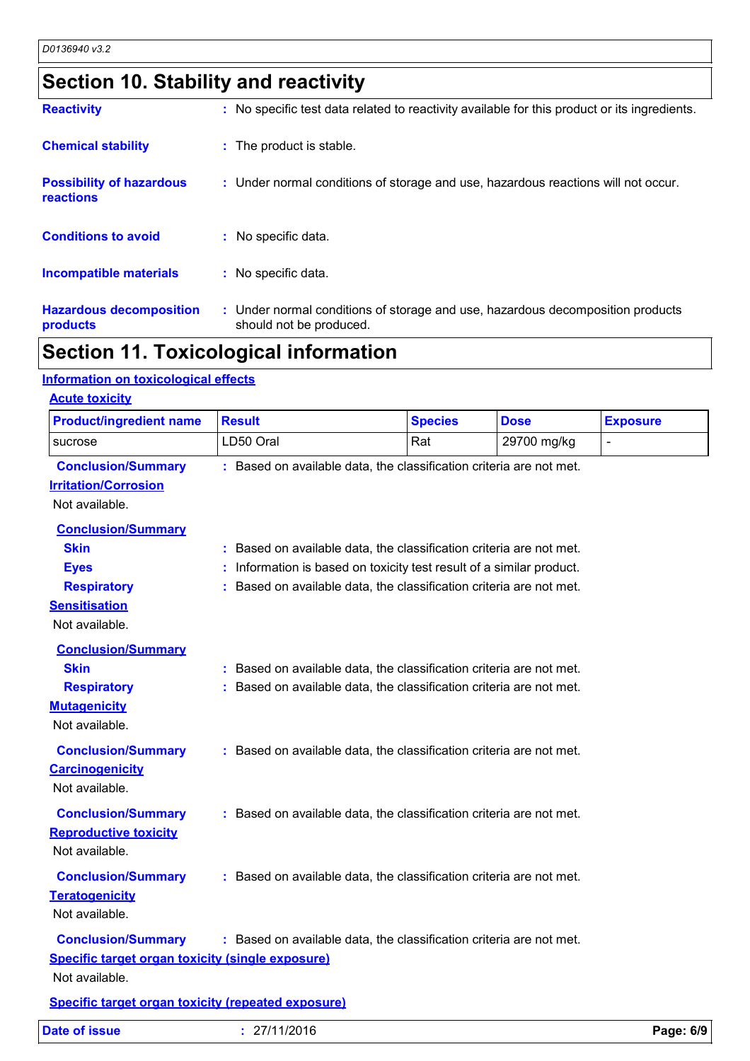## Section 10. Stability and reactivity

**Reactivity** : No specific test data related to reactivity available for this product or its ingredients.

**Chemical stability** : The product is stable.

**Possibility of hazardous reactions** : Under normal conditions of storage and use, hazardous reactions will not occur.

**Conditions to avoid** : No specific data.

**Incompatible materials** : No specific data.

**Hazardous decomposition products** : Under normal conditions of storage and use, hazardous decomposition products should not be produced.

## Section 11. Toxicological information

### Information on toxicological effects

#### Acute toxicity

| Product/ingredient name | Result | Species | Dose | Exposure |
|---|---|---|---|---|
| sucrose | LD50 Oral | Rat | 29700 mg/kg | - |

**Conclusion/Summary** : Based on available data, the classification criteria are not met.

#### Irritation/Corrosion

Not available.

**Conclusion/Summary**

**Skin** : Based on available data, the classification criteria are not met.

**Eyes** : Information is based on toxicity test result of a similar product.

**Respiratory** : Based on available data, the classification criteria are not met.

#### Sensitisation

Not available.

**Conclusion/Summary**

**Skin** : Based on available data, the classification criteria are not met.

**Respiratory** : Based on available data, the classification criteria are not met.

#### Mutagenicity

Not available.

**Conclusion/Summary** : Based on available data, the classification criteria are not met.

#### Carcinogenicity

Not available.

**Conclusion/Summary** : Based on available data, the classification criteria are not met.

#### Reproductive toxicity

Not available.

**Conclusion/Summary** : Based on available data, the classification criteria are not met.

#### Teratogenicity

Not available.

**Conclusion/Summary** : Based on available data, the classification criteria are not met.

#### Specific target organ toxicity (single exposure)

Not available.

#### Specific target organ toxicity (repeated exposure)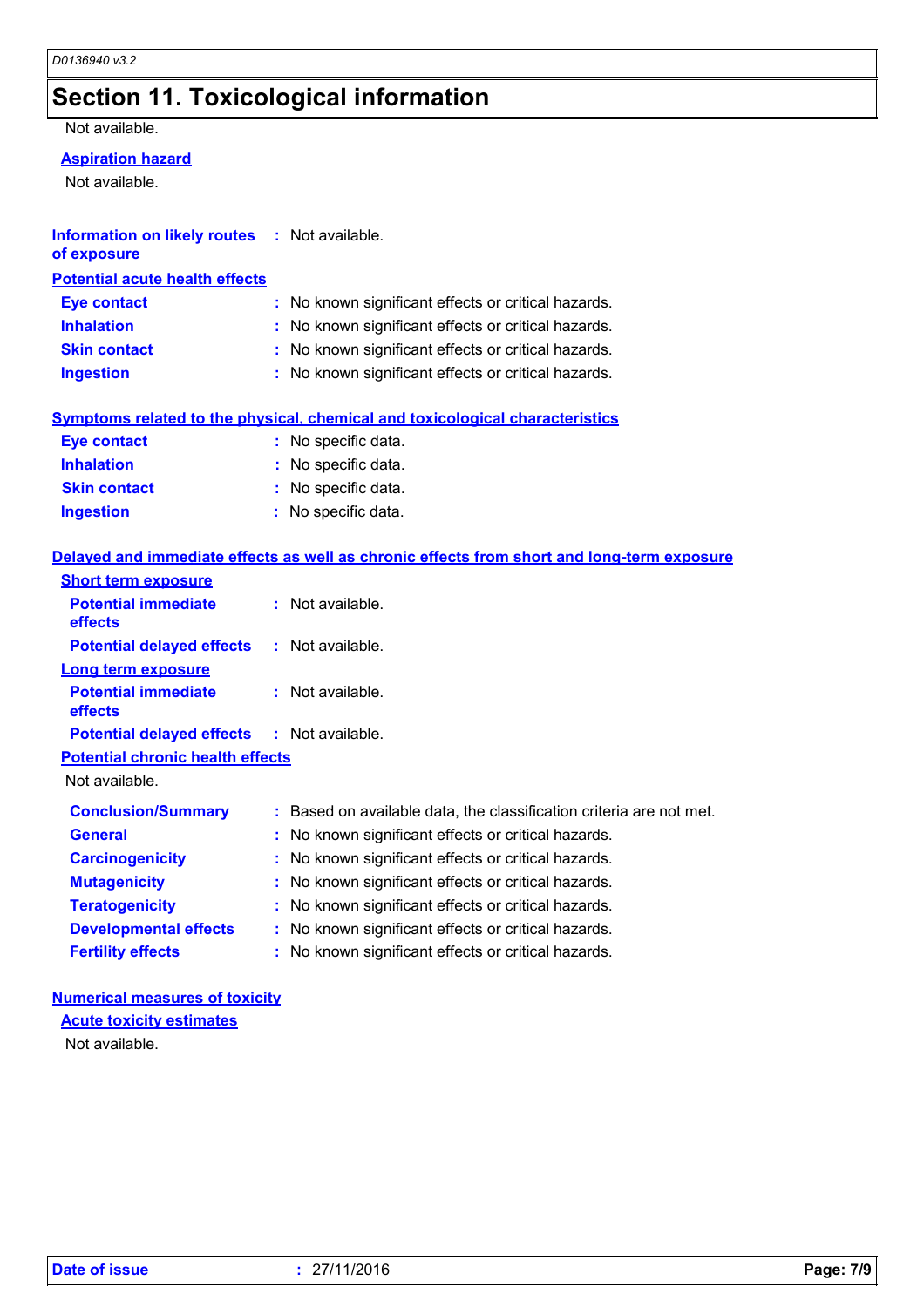# Section 11. Toxicological information

Not available.

**Aspiration hazard**

Not available.

**Information on likely routes of exposure** : Not available.

**Potential acute health effects**

**Eye contact** : No known significant effects or critical hazards.
**Inhalation** : No known significant effects or critical hazards.
**Skin contact** : No known significant effects or critical hazards.
**Ingestion** : No known significant effects or critical hazards.

**Symptoms related to the physical, chemical and toxicological characteristics**

**Eye contact** : No specific data.
**Inhalation** : No specific data.
**Skin contact** : No specific data.
**Ingestion** : No specific data.

**Delayed and immediate effects as well as chronic effects from short and long-term exposure**

**Short term exposure**

**Potential immediate effects** : Not available.
**Potential delayed effects** : Not available.

**Long term exposure**

**Potential immediate effects** : Not available.
**Potential delayed effects** : Not available.

**Potential chronic health effects**

Not available.

**Conclusion/Summary** : Based on available data, the classification criteria are not met.
**General** : No known significant effects or critical hazards.
**Carcinogenicity** : No known significant effects or critical hazards.
**Mutagenicity** : No known significant effects or critical hazards.
**Teratogenicity** : No known significant effects or critical hazards.
**Developmental effects** : No known significant effects or critical hazards.
**Fertility effects** : No known significant effects or critical hazards.

**Numerical measures of toxicity**

**Acute toxicity estimates**

Not available.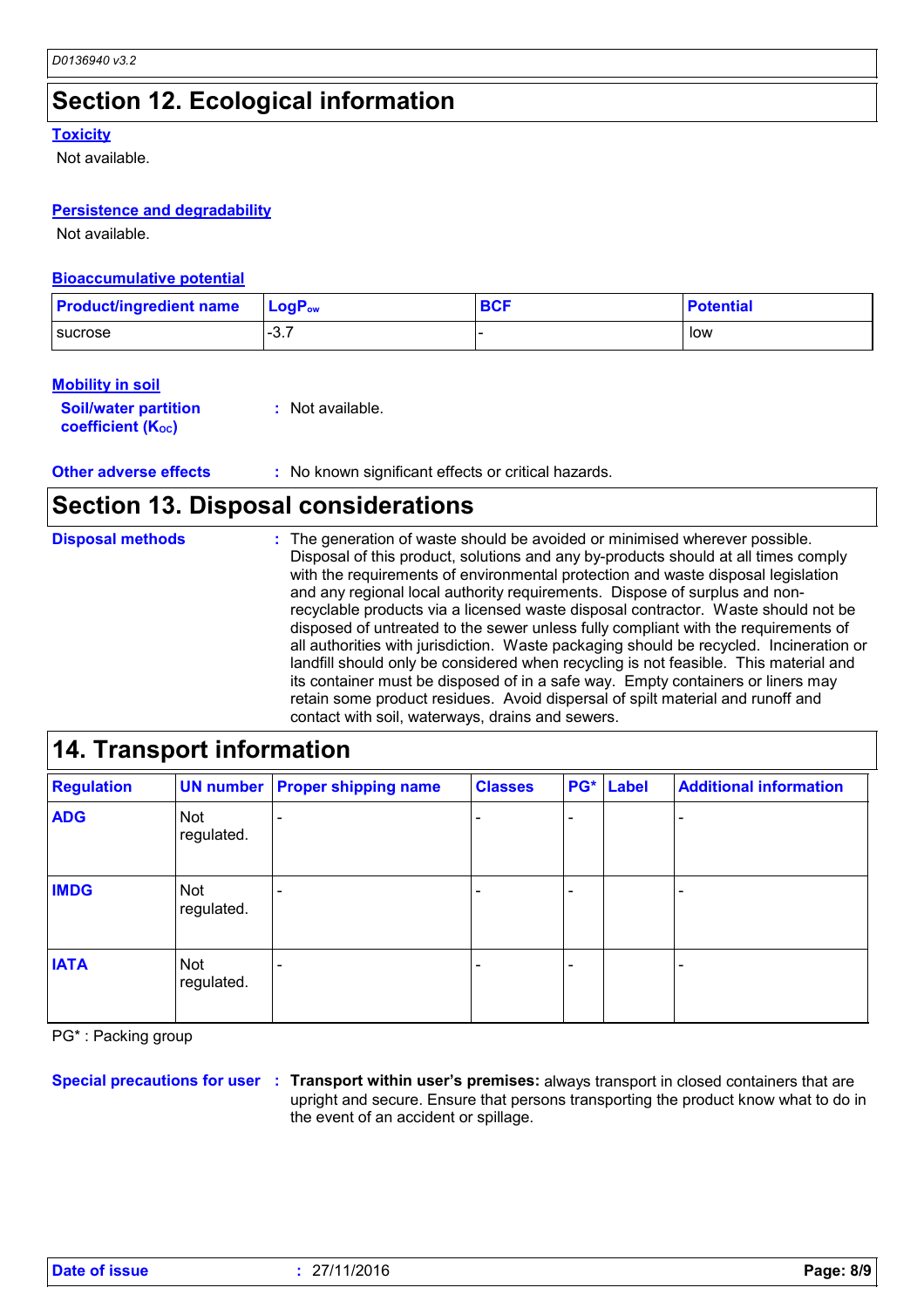## Section 12. Ecological information

### Toxicity

Not available.

### Persistence and degradability

Not available.

### Bioaccumulative potential

| Product/ingredient name | $LogP_{ow}$ | BCF | Potential |
|---|---|---|---|
| sucrose | -3.7 | - | low |

### Mobility in soil

**Soil/water partition coefficient ($K_{OC}$)** : Not available.

**Other adverse effects** : No known significant effects or critical hazards.

## Section 13. Disposal considerations

**Disposal methods** : The generation of waste should be avoided or minimised wherever possible. Disposal of this product, solutions and any by-products should at all times comply with the requirements of environmental protection and waste disposal legislation and any regional local authority requirements. Dispose of surplus and non-recyclable products via a licensed waste disposal contractor. Waste should not be disposed of untreated to the sewer unless fully compliant with the requirements of all authorities with jurisdiction. Waste packaging should be recycled. Incineration or landfill should only be considered when recycling is not feasible. This material and its container must be disposed of in a safe way. Empty containers or liners may retain some product residues. Avoid dispersal of spilt material and runoff and contact with soil, waterways, drains and sewers.

## 14. Transport information

| Regulation | UN number | Proper shipping name | Classes | PG* | Label | Additional information |
|---|---|---|---|---|---|---|
| ADG | Not regulated. | - | - | - | | - |
| IMDG | Not regulated. | - | - | - | | - |
| IATA | Not regulated. | - | - | - | | - |

PG* : Packing group

**Special precautions for user** : **Transport within user's premises:** always transport in closed containers that are upright and secure. Ensure that persons transporting the product know what to do in the event of an accident or spillage.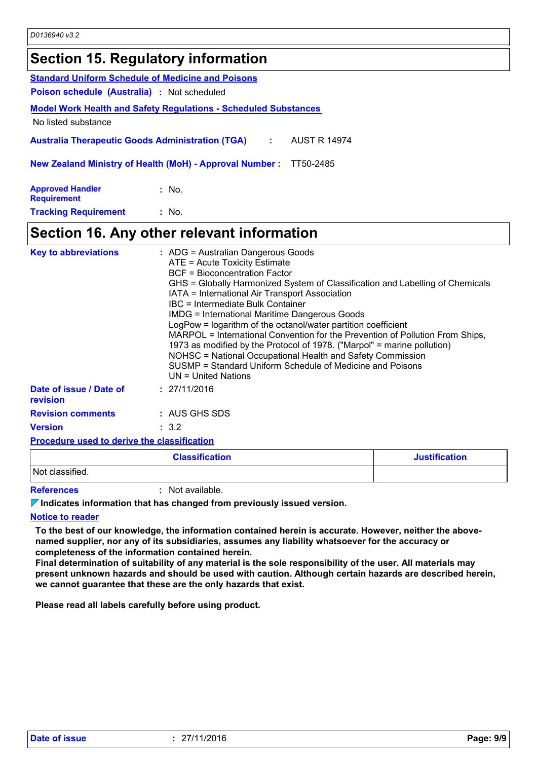## Section 15. Regulatory information

**Standard Uniform Schedule of Medicine and Poisons**

**Poison schedule (Australia)** : Not scheduled

**Model Work Health and Safety Regulations - Scheduled Substances**

No listed substance

**Australia Therapeutic Goods Administration (TGA)** : AUST R 14974

**New Zealand Ministry of Health (MoH) - Approval Number** : TT50-2485

**Approved Handler Requirement** : No.

**Tracking Requirement** : No.

## Section 16. Any other relevant information

**Key to abbreviations** :
ADG = Australian Dangerous Goods
ATE = Acute Toxicity Estimate
BCF = Bioconcentration Factor
GHS = Globally Harmonized System of Classification and Labelling of Chemicals
IATA = International Air Transport Association
IBC = Intermediate Bulk Container
IMDG = International Maritime Dangerous Goods
LogPow = logarithm of the octanol/water partition coefficient
MARPOL = International Convention for the Prevention of Pollution From Ships, 1973 as modified by the Protocol of 1978. ("Marpol" = marine pollution)
NOHSC = National Occupational Health and Safety Commission
SUSMP = Standard Uniform Schedule of Medicine and Poisons
UN = United Nations

**Date of issue / Date of revision** : 27/11/2016

**Revision comments** : AUS GHS SDS

**Version** : 3.2

**Procedure used to derive the classification**

| Classification | Justification |
|---|---|
| Not classified. | |

**References** : Not available.

**Indicates information that has changed from previously issued version.**

**Notice to reader**

**To the best of our knowledge, the information contained herein is accurate. However, neither the above-named supplier, nor any of its subsidiaries, assumes any liability whatsoever for the accuracy or completeness of the information contained herein.**
**Final determination of suitability of any material is the sole responsibility of the user. All materials may present unknown hazards and should be used with caution. Although certain hazards are described herein, we cannot guarantee that these are the only hazards that exist.**

**Please read all labels carefully before using product.**